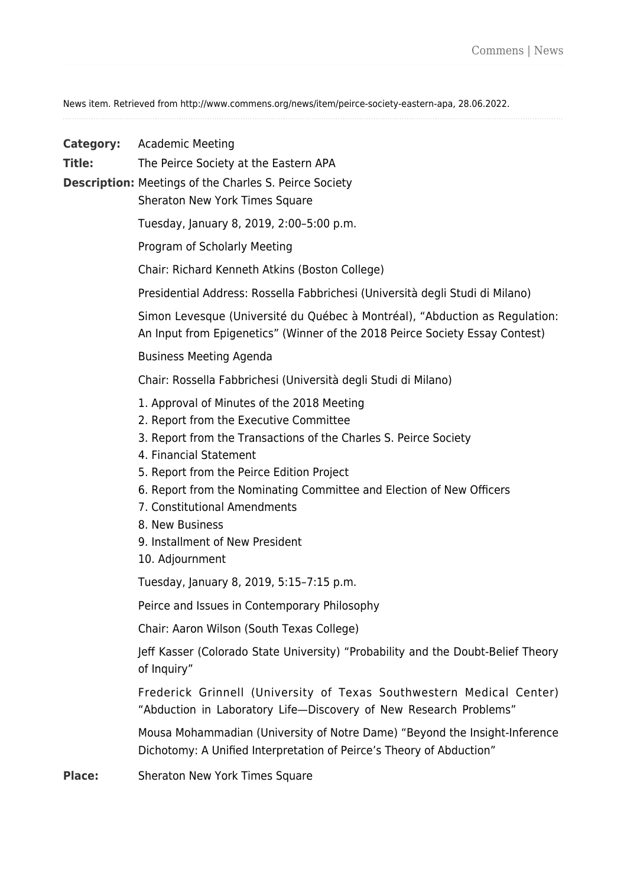News item. Retrieved from http://www.commens.org/news/item/peirce-society-eastern-apa, 28.06.2022.

**Category:** Academic Meeting

**Title:** The Peirce Society at the Eastern APA

**Description:** Meetings of the Charles S. Peirce Society
Sheraton New York Times Square

Tuesday, January 8, 2019, 2:00–5:00 p.m.

Program of Scholarly Meeting

Chair: Richard Kenneth Atkins (Boston College)

Presidential Address: Rossella Fabbrichesi (Università degli Studi di Milano)

Simon Levesque (Université du Québec à Montréal), "Abduction as Regulation: An Input from Epigenetics" (Winner of the 2018 Peirce Society Essay Contest)

Business Meeting Agenda

Chair: Rossella Fabbrichesi (Università degli Studi di Milano)

1. Approval of Minutes of the 2018 Meeting
2. Report from the Executive Committee
3. Report from the Transactions of the Charles S. Peirce Society
4. Financial Statement
5. Report from the Peirce Edition Project
6. Report from the Nominating Committee and Election of New Officers
7. Constitutional Amendments
8. New Business
9. Installment of New President
10. Adjournment

Tuesday, January 8, 2019, 5:15–7:15 p.m.

Peirce and Issues in Contemporary Philosophy

Chair: Aaron Wilson (South Texas College)

Jeff Kasser (Colorado State University) "Probability and the Doubt-Belief Theory of Inquiry"

Frederick Grinnell (University of Texas Southwestern Medical Center) "Abduction in Laboratory Life—Discovery of New Research Problems"

Mousa Mohammadian (University of Notre Dame) "Beyond the Insight-Inference Dichotomy: A Unified Interpretation of Peirce's Theory of Abduction"

**Place:** Sheraton New York Times Square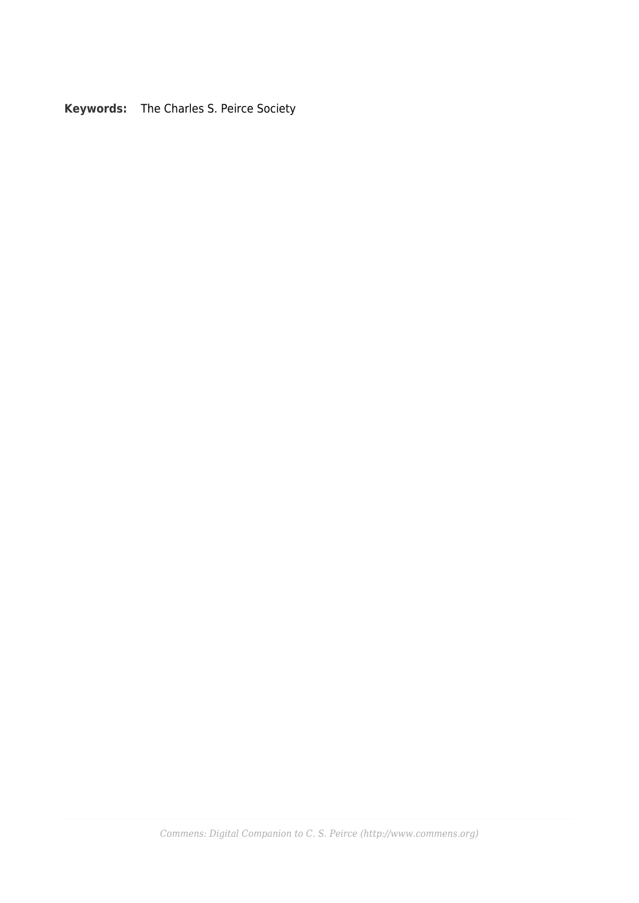**Keywords:** The Charles S. Peirce Society